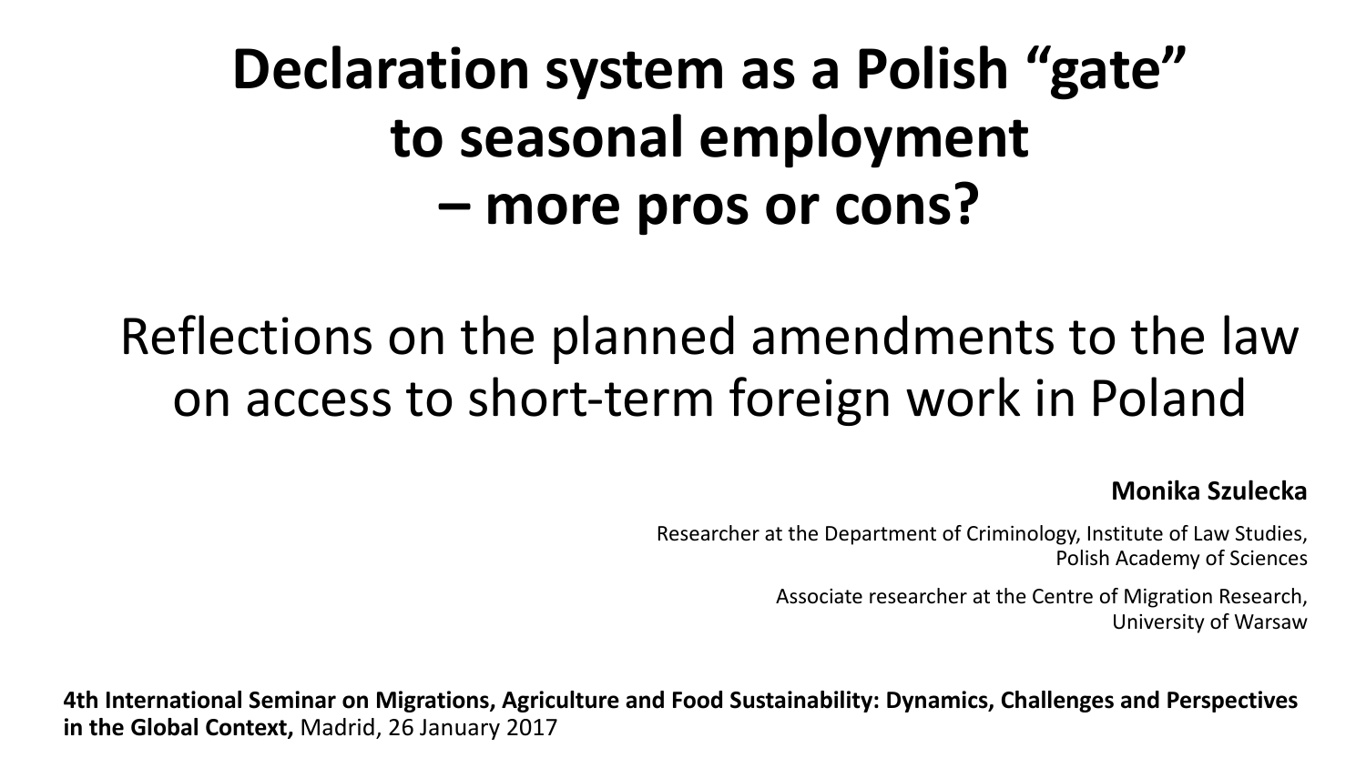# Declaration system as a Polish "gate" to seasonal employment – more pros or cons?

## Reflections on the planned amendments to the law on access to short-term foreign work in Poland

**Monika Szulecka**

Researcher at the Department of Criminology, Institute of Law Studies, Polish Academy of Sciences

Associate researcher at the Centre of Migration Research, University of Warsaw

**4th International Seminar on Migrations, Agriculture and Food Sustainability: Dynamics, Challenges and Perspectives in the Global Context,** Madrid, 26 January 2017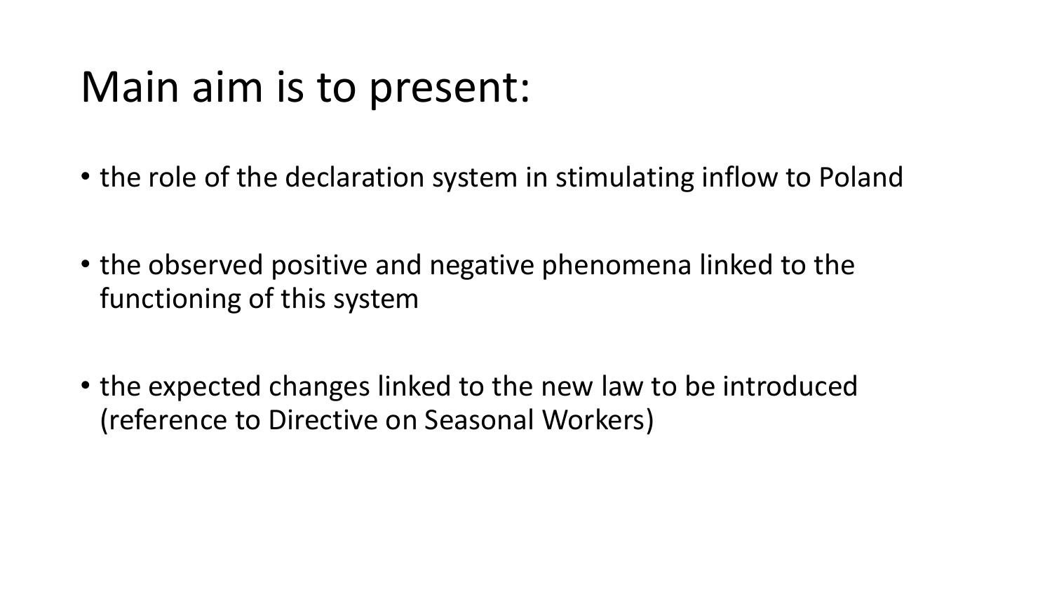# Main aim is to present:

- the role of the declaration system in stimulating inflow to Poland
- the observed positive and negative phenomena linked to the functioning of this system
- the expected changes linked to the new law to be introduced (reference to Directive on Seasonal Workers)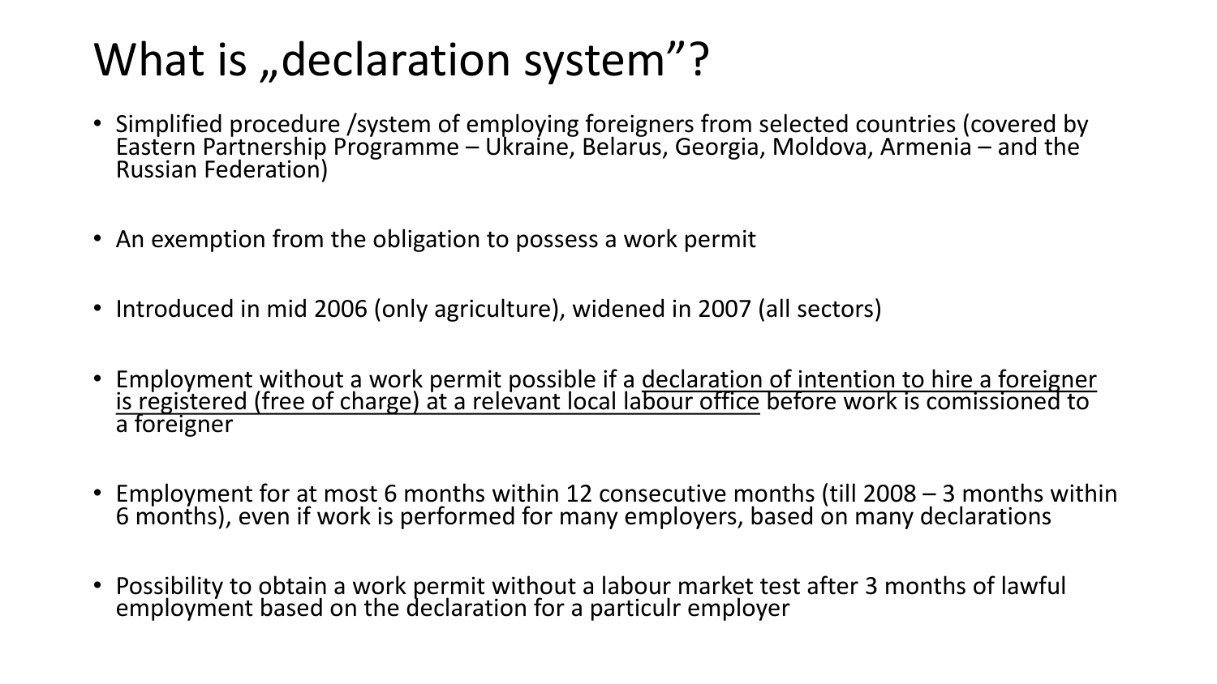# What is „declaration system"?

- Simplified procedure /system of employing foreigners from selected countries (covered by Eastern Partnership Programme – Ukraine, Belarus, Georgia, Moldova, Armenia – and the Russian Federation)
- An exemption from the obligation to possess a work permit
- Introduced in mid 2006 (only agriculture), widened in 2007 (all sectors)
- Employment without a work permit possible if a <u>declaration of intention to hire a foreigner is registered (free of charge) at a relevant local labour office</u> before work is comissioned to a foreigner
- Employment for at most 6 months within 12 consecutive months (till 2008 – 3 months within 6 months), even if work is performed for many employers, based on many declarations
- Possibility to obtain a work permit without a labour market test after 3 months of lawful employment based on the declaration for a particulr employer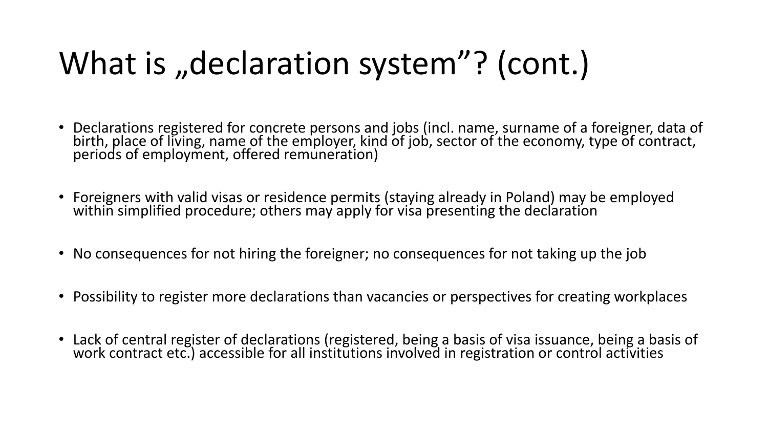# What is „declaration system”? (cont.)

- Declarations registered for concrete persons and jobs (incl. name, surname of a foreigner, data of birth, place of living, name of the employer, kind of job, sector of the economy, type of contract, periods of employment, offered remuneration)
- Foreigners with valid visas or residence permits (staying already in Poland) may be employed within simplified procedure; others may apply for visa presenting the declaration
- No consequences for not hiring the foreigner; no consequences for not taking up the job
- Possibility to register more declarations than vacancies or perspectives for creating workplaces
- Lack of central register of declarations (registered, being a basis of visa issuance, being a basis of work contract etc.) accessible for all institutions involved in registration or control activities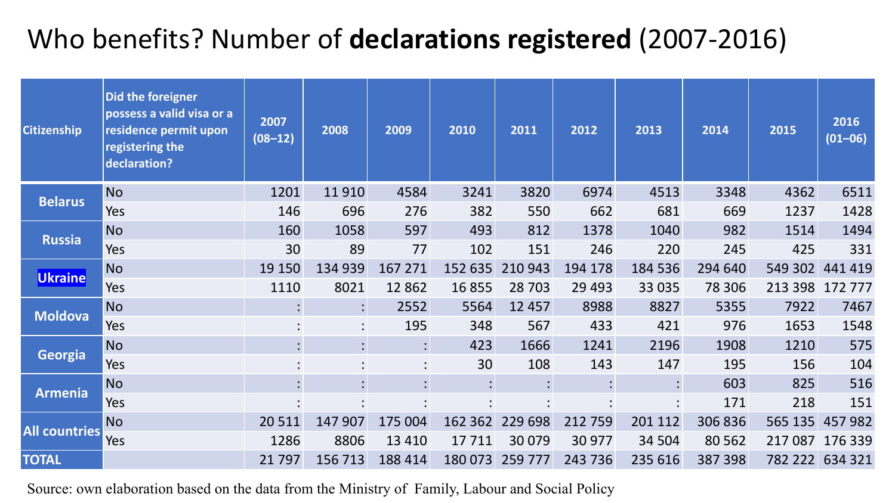# Who benefits? Number of **declarations registered** (2007-2016)

| Citizenship | Did the foreigner possess a valid visa or a residence permit upon registering the declaration? | 2007 (08–12) | 2008 | 2009 | 2010 | 2011 | 2012 | 2013 | 2014 | 2015 | 2016 (01–06) |
|---|---|---|---|---|---|---|---|---|---|---|---|
| **Belarus** | No | 1201 | 11 910 | 4584 | 3241 | 3820 | 6974 | 4513 | 3348 | 4362 | 6511 |
| | Yes | 146 | 696 | 276 | 382 | 550 | 662 | 681 | 669 | 1237 | 1428 |
| **Russia** | No | 160 | 1058 | 597 | 493 | 812 | 1378 | 1040 | 982 | 1514 | 1494 |
| | Yes | 30 | 89 | 77 | 102 | 151 | 246 | 220 | 245 | 425 | 331 |
| **Ukraine** | No | 19 150 | 134 939 | 167 271 | 152 635 | 210 943 | 194 178 | 184 536 | 294 640 | 549 302 | 441 419 |
| | Yes | 1110 | 8021 | 12 862 | 16 855 | 28 703 | 29 493 | 33 035 | 78 306 | 213 398 | 172 777 |
| **Moldova** | No | : | : | 2552 | 5564 | 12 457 | 8988 | 8827 | 5355 | 7922 | 7467 |
| | Yes | : | : | 195 | 348 | 567 | 433 | 421 | 976 | 1653 | 1548 |
| **Georgia** | No | : | : | : | 423 | 1666 | 1241 | 2196 | 1908 | 1210 | 575 |
| | Yes | : | : | : | 30 | 108 | 143 | 147 | 195 | 156 | 104 |
| **Armenia** | No | : | : | : | : | : | : | : | 603 | 825 | 516 |
| | Yes | : | : | : | : | : | : | : | 171 | 218 | 151 |
| **All countries** | No | 20 511 | 147 907 | 175 004 | 162 362 | 229 698 | 212 759 | 201 112 | 306 836 | 565 135 | 457 982 |
| | Yes | 1286 | 8806 | 13 410 | 17 711 | 30 079 | 30 977 | 34 504 | 80 562 | 217 087 | 176 339 |
| **TOTAL** | | 21 797 | 156 713 | 188 414 | 180 073 | 259 777 | 243 736 | 235 616 | 387 398 | 782 222 | 634 321 |

Source: own elaboration based on the data from the Ministry of Family, Labour and Social Policy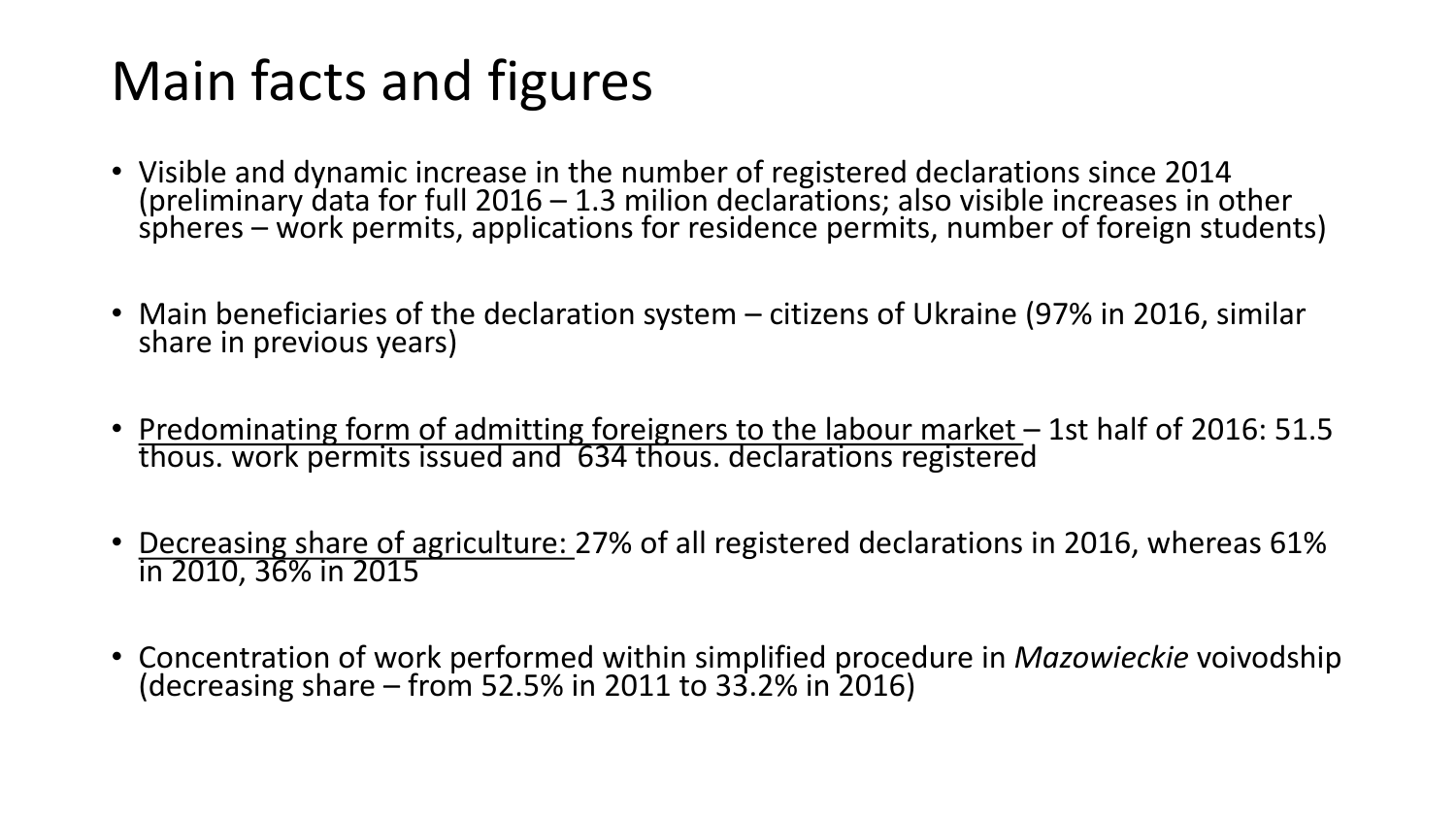# Main facts and figures

- Visible and dynamic increase in the number of registered declarations since 2014 (preliminary data for full 2016 – 1.3 milion declarations; also visible increases in other spheres – work permits, applications for residence permits, number of foreign students)

- Main beneficiaries of the declaration system – citizens of Ukraine (97% in 2016, similar share in previous years)

- <u>Predominating form of admitting foreigners to the labour market</u> – 1st half of 2016: 51.5 thous. work permits issued and 634 thous. declarations registered

- <u>Decreasing share of agriculture:</u> 27% of all registered declarations in 2016, whereas 61% in 2010, 36% in 2015

- Concentration of work performed within simplified procedure in *Mazowieckie* voivodship (decreasing share – from 52.5% in 2011 to 33.2% in 2016)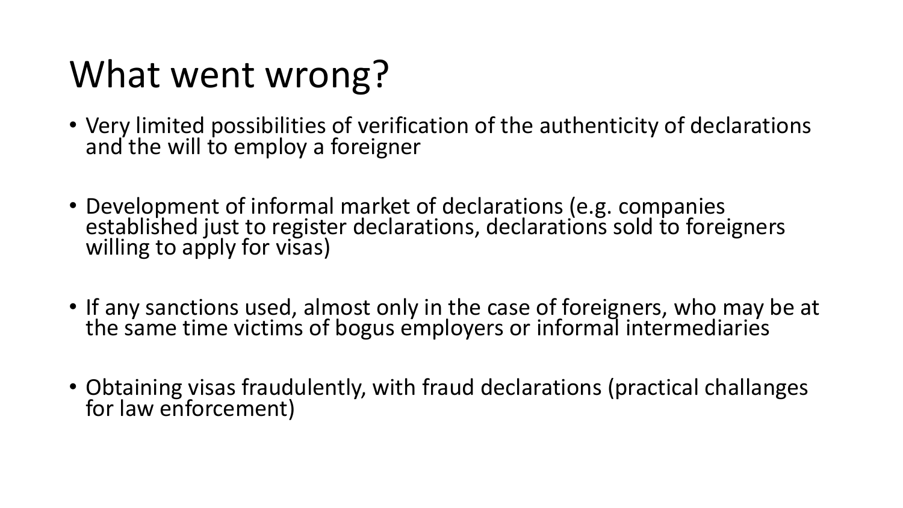# What went wrong?

- Very limited possibilities of verification of the authenticity of declarations and the will to employ a foreigner
- Development of informal market of declarations (e.g. companies established just to register declarations, declarations sold to foreigners willing to apply for visas)
- If any sanctions used, almost only in the case of foreigners, who may be at the same time victims of bogus employers or informal intermediaries
- Obtaining visas fraudulently, with fraud declarations (practical challanges for law enforcement)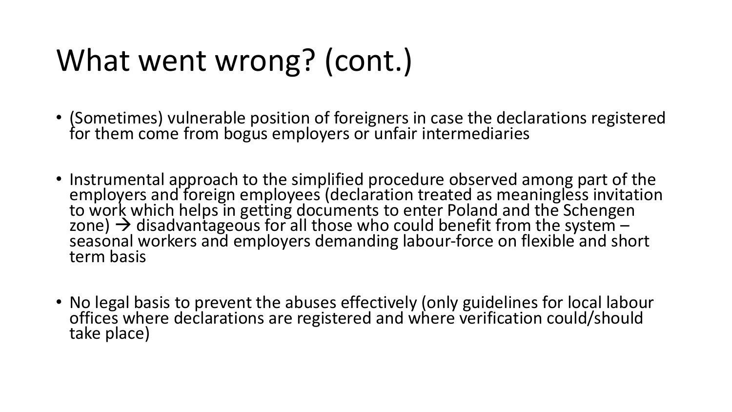# What went wrong? (cont.)

- (Sometimes) vulnerable position of foreigners in case the declarations registered for them come from bogus employers or unfair intermediaries
- Instrumental approach to the simplified procedure observed among part of the employers and foreign employees (declaration treated as meaningless invitation to work which helps in getting documents to enter Poland and the Schengen zone) → disadvantageous for all those who could benefit from the system – seasonal workers and employers demanding labour-force on flexible and short term basis
- No legal basis to prevent the abuses effectively (only guidelines for local labour offices where declarations are registered and where verification could/should take place)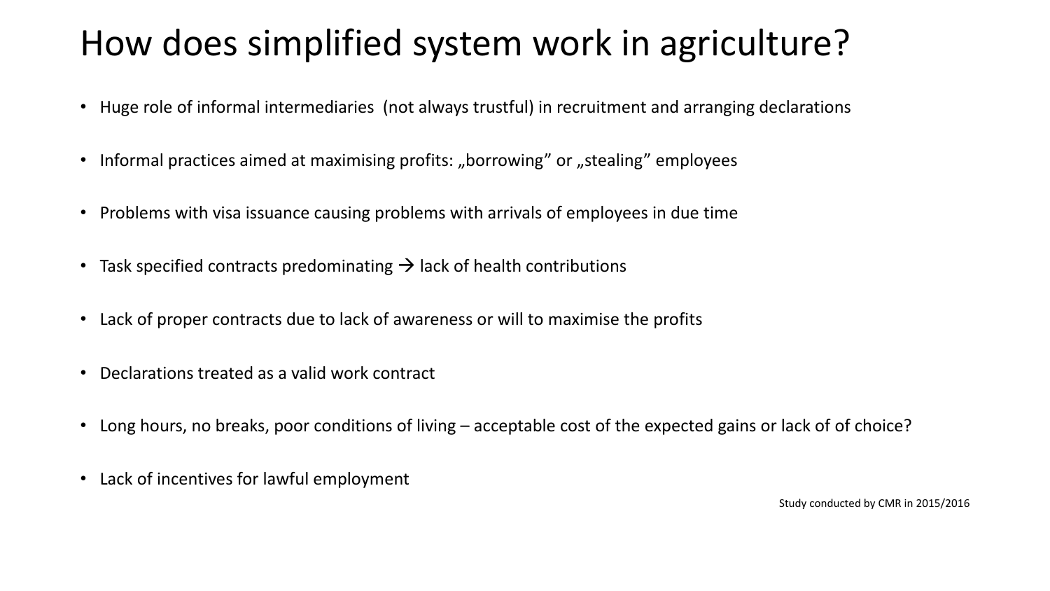# How does simplified system work in agriculture?

- Huge role of informal intermediaries (not always trustful) in recruitment and arranging declarations
- Informal practices aimed at maximising profits: „borrowing" or „stealing" employees
- Problems with visa issuance causing problems with arrivals of employees in due time
- Task specified contracts predominating → lack of health contributions
- Lack of proper contracts due to lack of awareness or will to maximise the profits
- Declarations treated as a valid work contract
- Long hours, no breaks, poor conditions of living – acceptable cost of the expected gains or lack of of choice?
- Lack of incentives for lawful employment

Study conducted by CMR in 2015/2016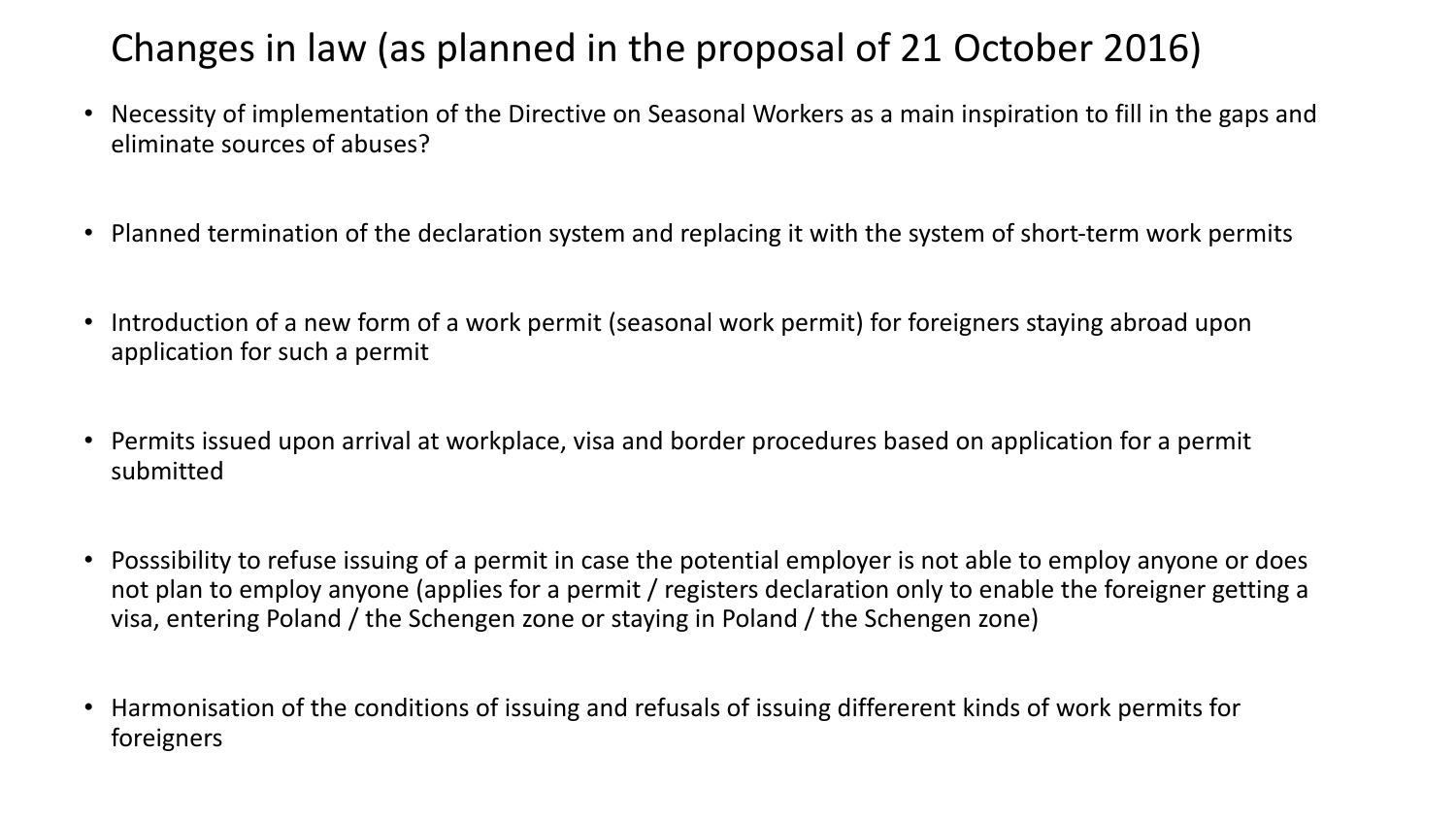# Changes in law (as planned in the proposal of 21 October 2016)

- Necessity of implementation of the Directive on Seasonal Workers as a main inspiration to fill in the gaps and eliminate sources of abuses?
- Planned termination of the declaration system and replacing it with the system of short-term work permits
- Introduction of a new form of a work permit (seasonal work permit) for foreigners staying abroad upon application for such a permit
- Permits issued upon arrival at workplace, visa and border procedures based on application for a permit submitted
- Posssibility to refuse issuing of a permit in case the potential employer is not able to employ anyone or does not plan to employ anyone (applies for a permit / registers declaration only to enable the foreigner getting a visa, entering Poland / the Schengen zone or staying in Poland / the Schengen zone)
- Harmonisation of the conditions of issuing and refusals of issuing differerent kinds of work permits for foreigners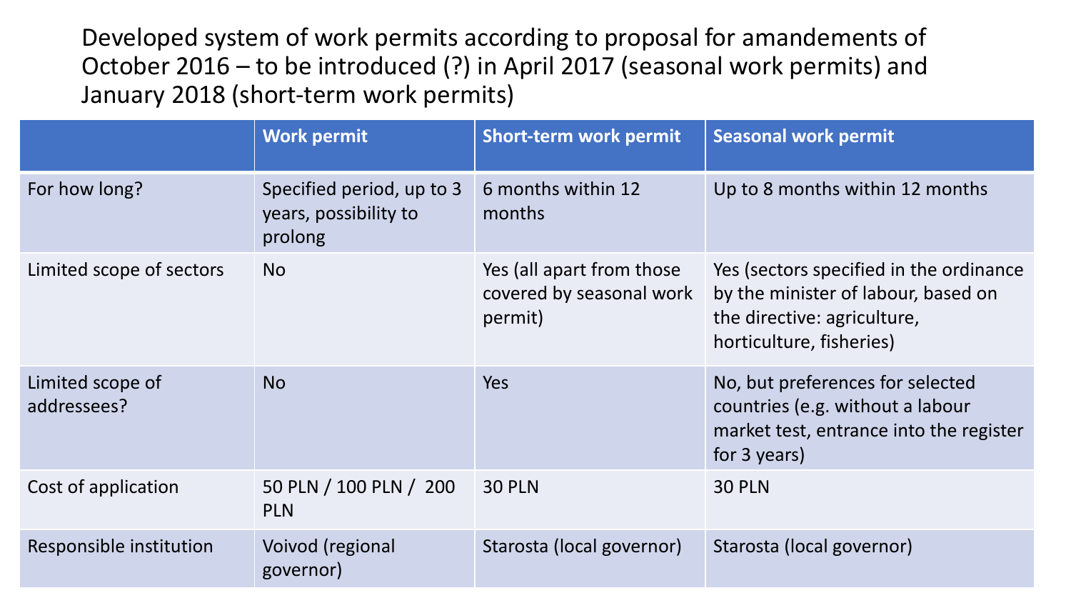# Developed system of work permits according to proposal for amandements of October 2016 – to be introduced (?) in April 2017 (seasonal work permits) and January 2018 (short-term work permits)

| | Work permit | Short-term work permit | Seasonal work permit |
|---|---|---|---|
| For how long? | Specified period, up to 3 years, possibility to prolong | 6 months within 12 months | Up to 8 months within 12 months |
| Limited scope of sectors | No | Yes (all apart from those covered by seasonal work permit) | Yes (sectors specified in the ordinance by the minister of labour, based on the directive: agriculture, horticulture, fisheries) |
| Limited scope of addressees? | No | Yes | No, but preferences for selected countries (e.g. without a labour market test, entrance into the register for 3 years) |
| Cost of application | 50 PLN / 100 PLN / 200 PLN | 30 PLN | 30 PLN |
| Responsible institution | Voivod (regional governor) | Starosta (local governor) | Starosta (local governor) |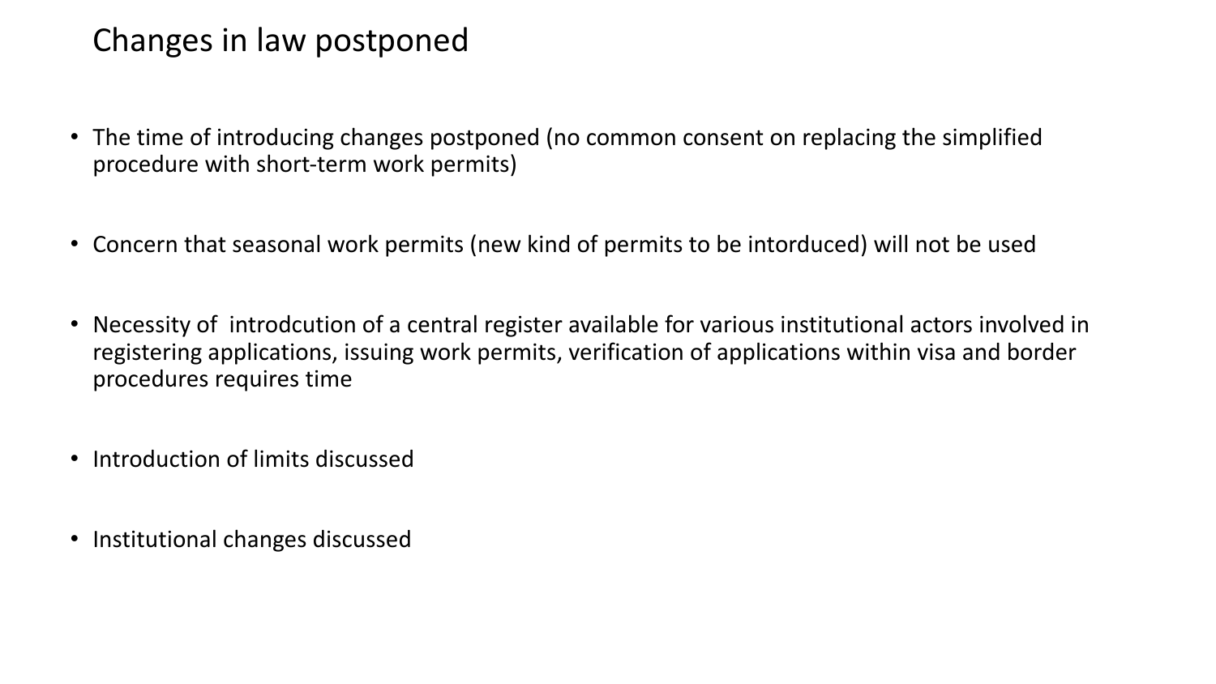# Changes in law postponed

- The time of introducing changes postponed (no common consent on replacing the simplified procedure with short-term work permits)
- Concern that seasonal work permits (new kind of permits to be intorduced) will not be used
- Necessity of introdcution of a central register available for various institutional actors involved in registering applications, issuing work permits, verification of applications within visa and border procedures requires time
- Introduction of limits discussed
- Institutional changes discussed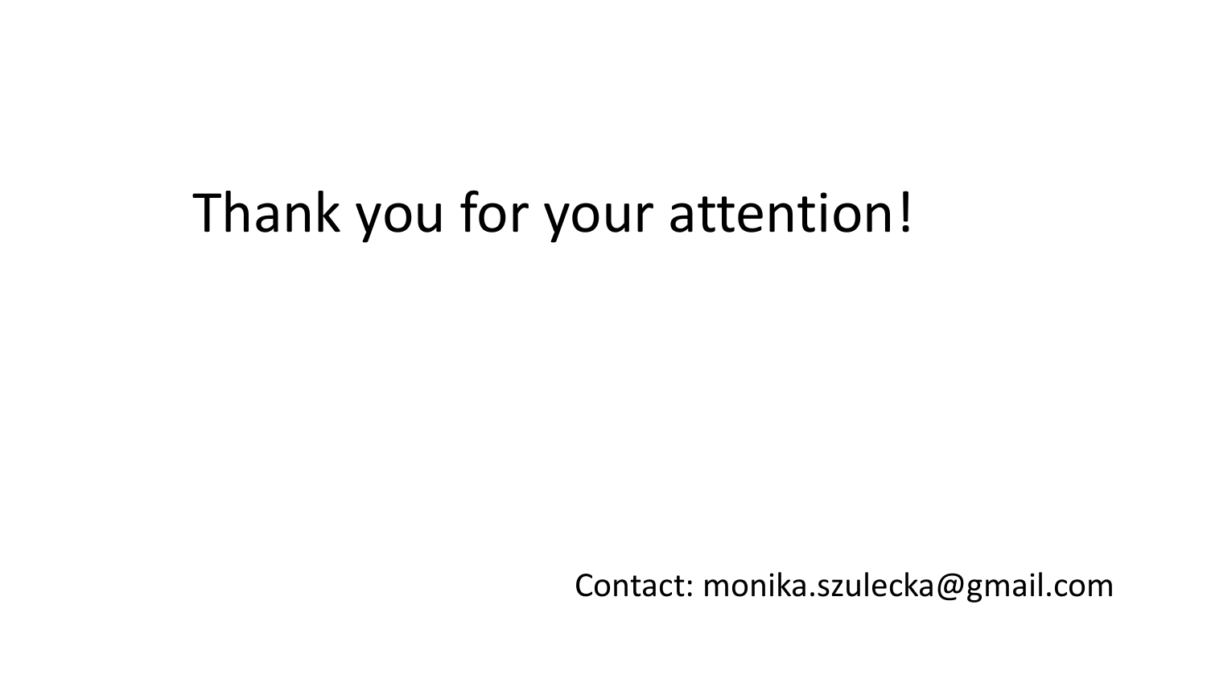# Thank you for your attention!

Contact: monika.szulecka@gmail.com